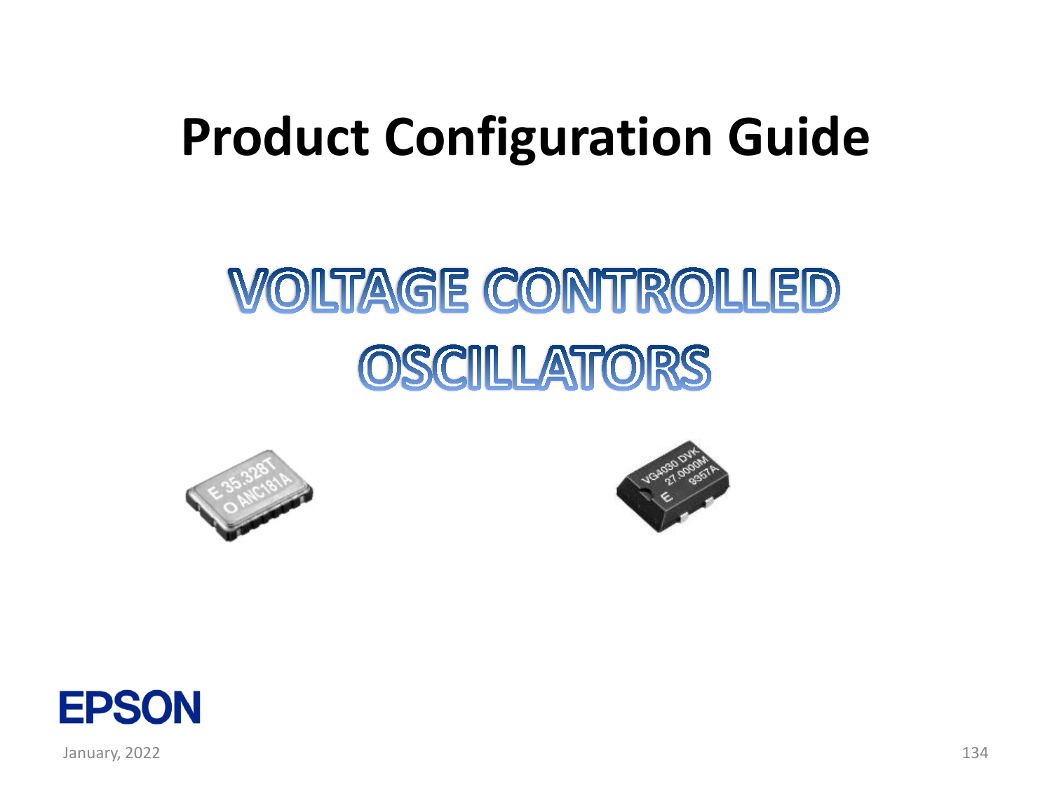# Product Configuration Guide

## VOLTAGE CONTROLLED OSCILLATORS

EPSON

January, 2022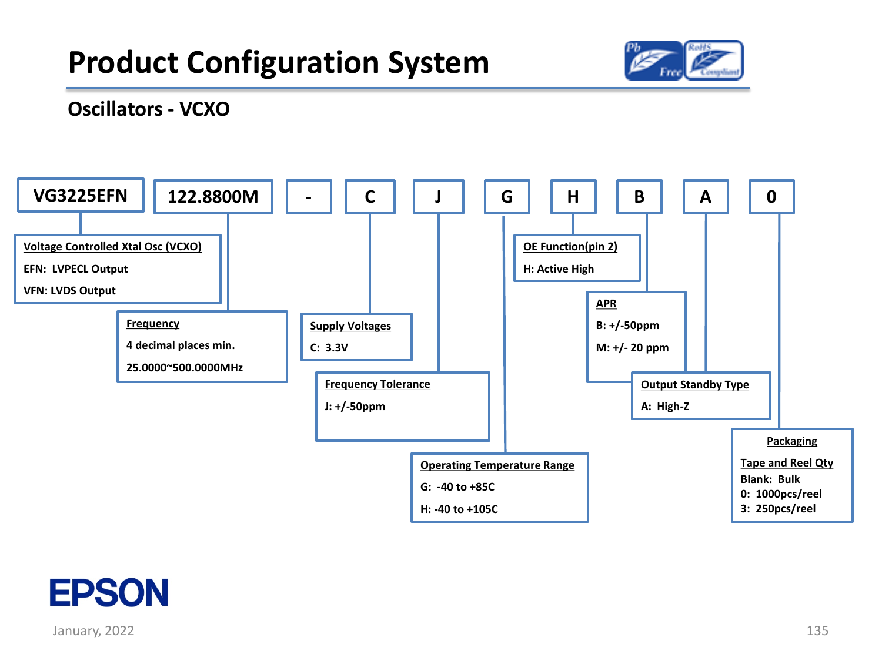# Product Configuration System

## Oscillators - VCXO

| VG3225EFN | 122.8800M | - | C | J | G | H | B | A | 0 |
|---|---|---|---|---|---|---|---|---|---|

**Voltage Controlled Xtal Osc (VCXO)**
- EFN: LVPECL Output
- VFN: LVDS Output

**Frequency**
- 4 decimal places min.
- 25.0000~500.0000MHz

**Supply Voltages**
- C: 3.3V

**Frequency Tolerance**
- J: +/-50ppm

**Operating Temperature Range**
- G: -40 to +85C
- H: -40 to +105C

**OE Function(pin 2)**
- H: Active High

**APR**
- B: +/-50ppm
- M: +/- 20 ppm

**Output Standby Type**
- A: High-Z

**Packaging**

Tape and Reel Qty
- Blank: Bulk
- 0: 1000pcs/reel
- 3: 250pcs/reel

EPSON

January, 2022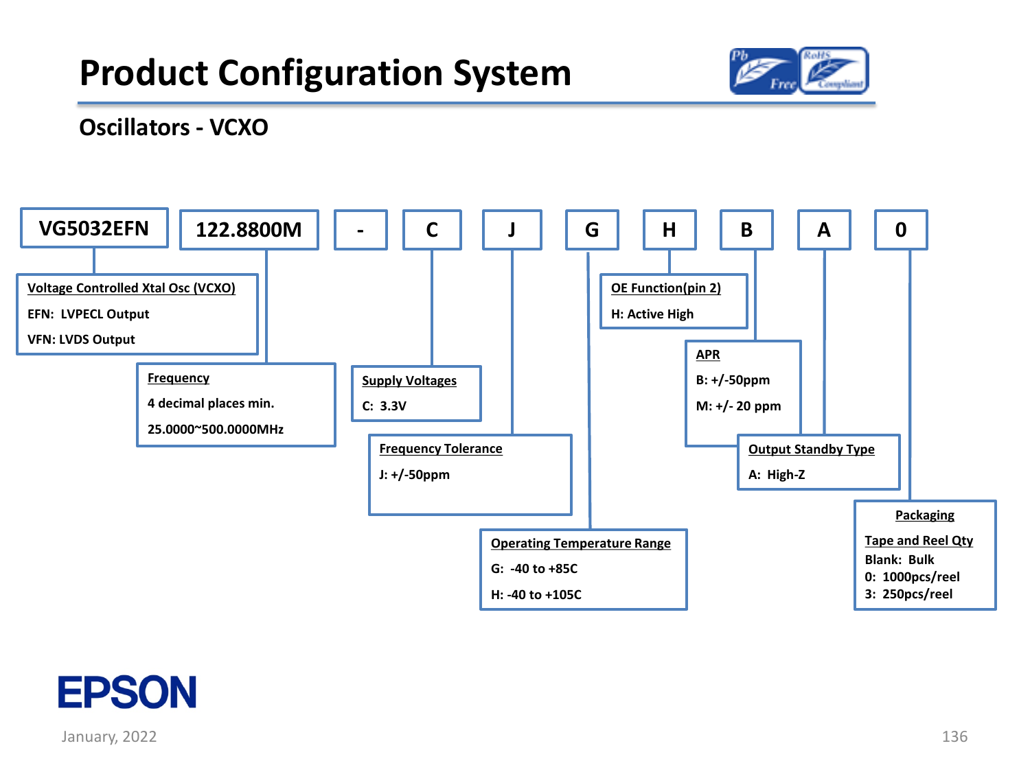# Product Configuration System

## Oscillators - VCXO

| VG5032EFN | 122.8800M | - | C | J | G | H | B | A | 0 |
|---|---|---|---|---|---|---|---|---|---|

**Voltage Controlled Xtal Osc (VCXO)**
- EFN: LVPECL Output
- VFN: LVDS Output

**Frequency**
- 4 decimal places min.
- 25.0000~500.0000MHz

**Supply Voltages**
- C: 3.3V

**Frequency Tolerance**
- J: +/-50ppm

**Operating Temperature Range**
- G: -40 to +85C
- H: -40 to +105C

**OE Function(pin 2)**
- H: Active High

**APR**
- B: +/-50ppm
- M: +/- 20 ppm

**Output Standby Type**
- A: High-Z

**Packaging**

Tape and Reel Qty
- Blank: Bulk
- 0: 1000pcs/reel
- 3: 250pcs/reel

EPSON

January, 2022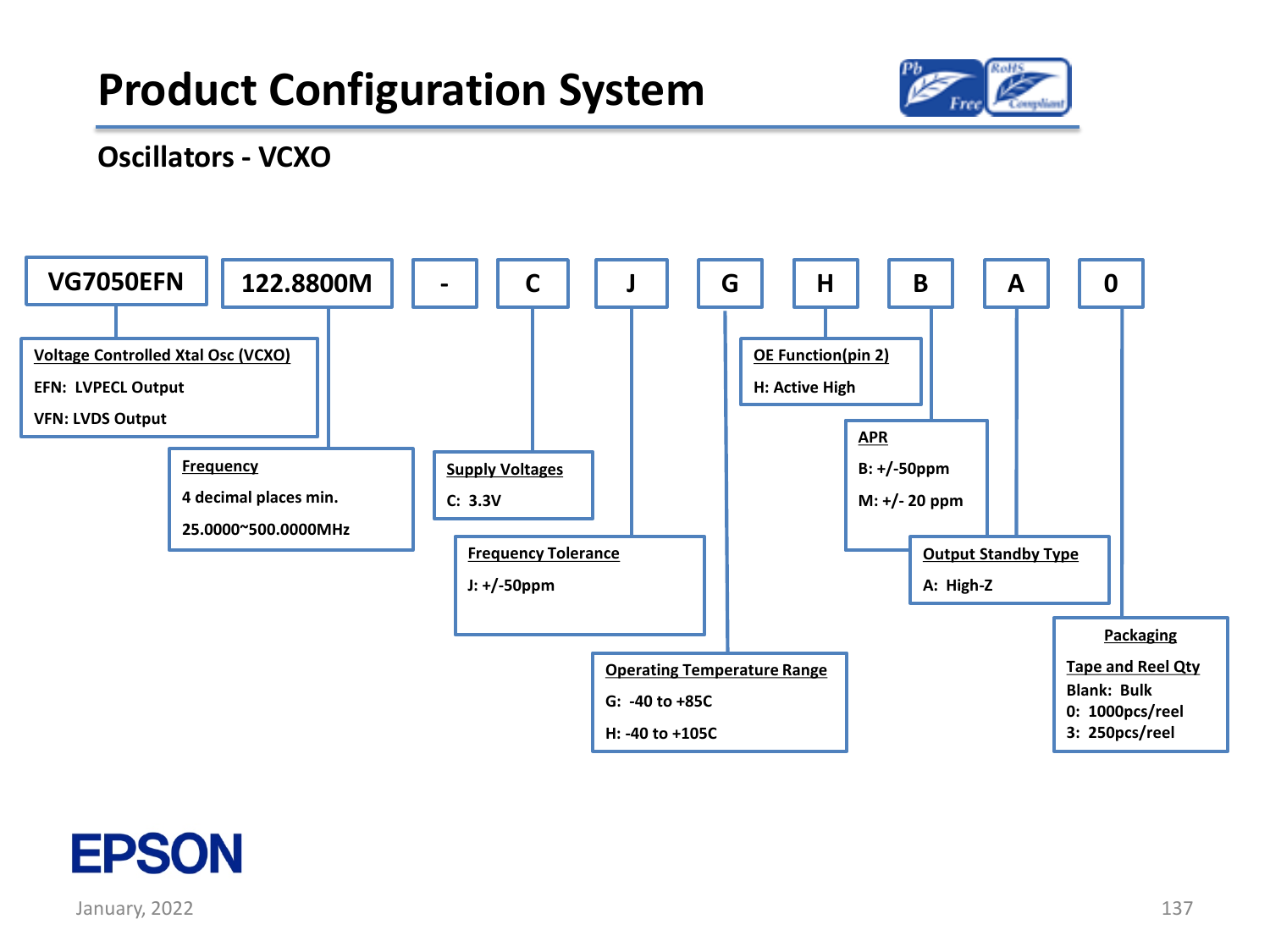# Product Configuration System

## Oscillators - VCXO

| VG7050EFN | 122.8800M | - | C | J | G | H | B | A | 0 |
|---|---|---|---|---|---|---|---|---|---|

**Voltage Controlled Xtal Osc (VCXO)**
EFN: LVPECL Output
VFN: LVDS Output

**Frequency**
4 decimal places min.
25.0000~500.0000MHz

**Supply Voltages**
C: 3.3V

**Frequency Tolerance**
J: +/-50ppm

**Operating Temperature Range**
G: -40 to +85C
H: -40 to +105C

**OE Function(pin 2)**
H: Active High

**APR**
B: +/-50ppm
M: +/- 20 ppm

**Output Standby Type**
A: High-Z

**Packaging**
Tape and Reel Qty
Blank: Bulk
0: 1000pcs/reel
3: 250pcs/reel

January, 2022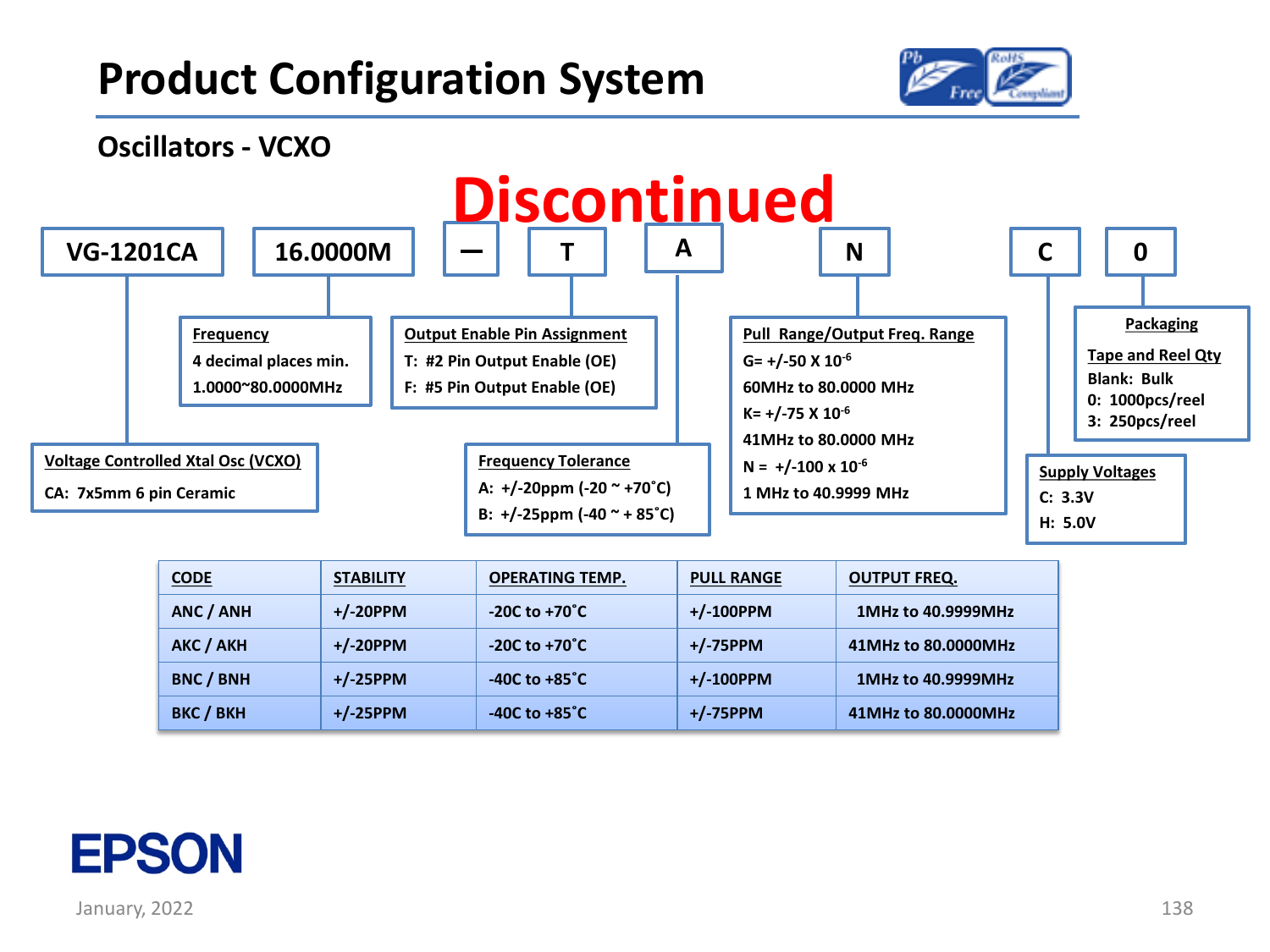# Product Configuration System

## Oscillators - VCXO

**Discontinued**

| VG-1201CA | 16.0000M | — | T | A | N | C | 0 |
|---|---|---|---|---|---|---|---|

**Voltage Controlled Xtal Osc (VCXO)**
CA: 7x5mm 6 pin Ceramic

**Frequency**
4 decimal places min.
1.0000~80.0000MHz

**Output Enable Pin Assignment**
T: #2 Pin Output Enable (OE)
F: #5 Pin Output Enable (OE)

**Frequency Tolerance**
A: +/-20ppm (-20 ~ +70˚C)
B: +/-25ppm (-40 ~ + 85˚C)

**Pull Range/Output Freq. Range**
G= +/-50 X $10^{-6}$
60MHz to 80.0000 MHz
K= +/-75 X $10^{-6}$
41MHz to 80.0000 MHz
N = +/-100 x $10^{-6}$
1 MHz to 40.9999 MHz

**Supply Voltages**
C: 3.3V
H: 5.0V

**Packaging**
Tape and Reel Qty
Blank: Bulk
0: 1000pcs/reel
3: 250pcs/reel

| CODE | STABILITY | OPERATING TEMP. | PULL RANGE | OUTPUT FREQ. |
|---|---|---|---|---|
| ANC / ANH | +/-20PPM | -20C to +70˚C | +/-100PPM | 1MHz to 40.9999MHz |
| AKC / AKH | +/-20PPM | -20C to +70˚C | +/-75PPM | 41MHz to 80.0000MHz |
| BNC / BNH | +/-25PPM | -40C to +85˚C | +/-100PPM | 1MHz to 40.9999MHz |
| BKC / BKH | +/-25PPM | -40C to +85˚C | +/-75PPM | 41MHz to 80.0000MHz |

EPSON

January, 2022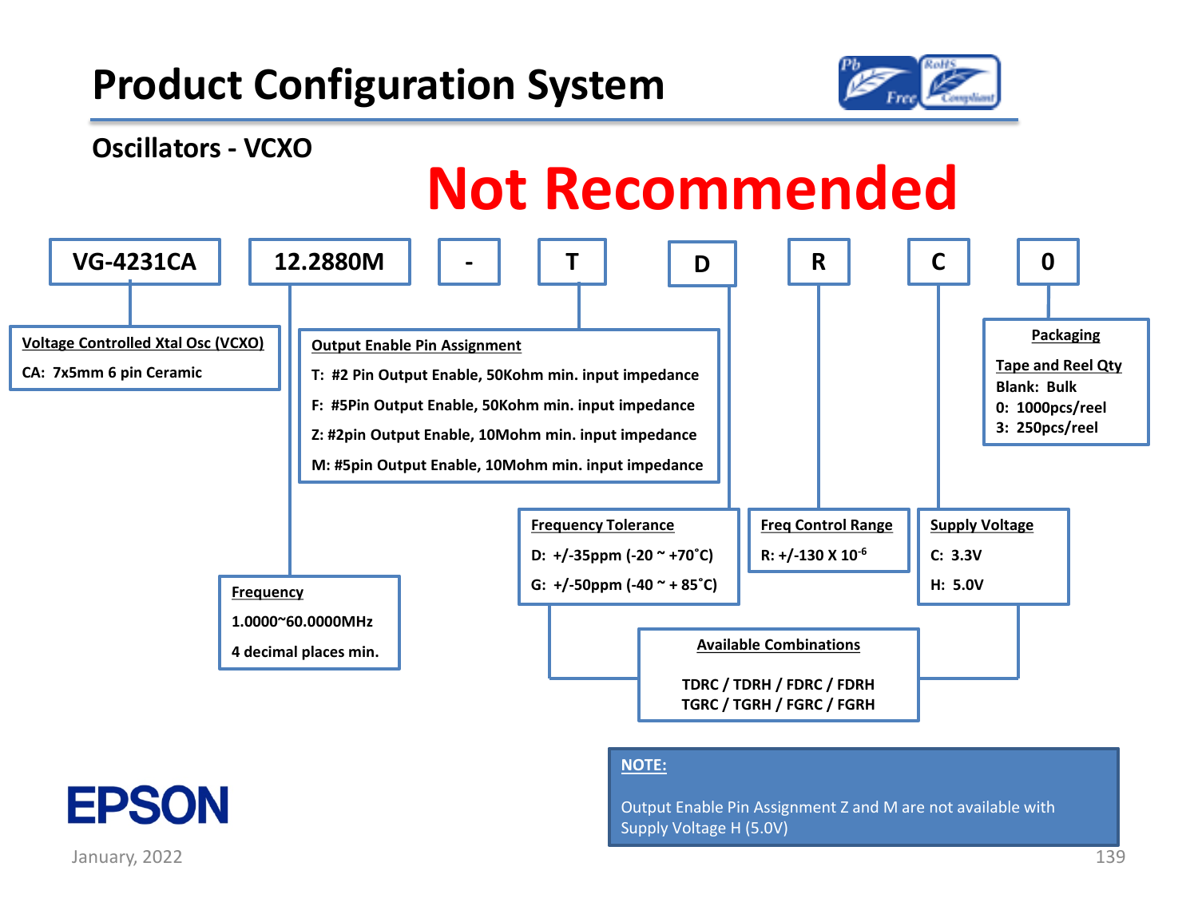# Product Configuration System

## Oscillators - VCXO

**Not Recommended**

| VG-4231CA | 12.2880M | - | T | D | R | C | 0 |
|---|---|---|---|---|---|---|---|

**Voltage Controlled Xtal Osc (VCXO)**

CA: 7x5mm 6 pin Ceramic

**Frequency**

1.0000~60.0000MHz

4 decimal places min.

**Output Enable Pin Assignment**

T: #2 Pin Output Enable, 50Kohm min. input impedance

F: #5Pin Output Enable, 50Kohm min. input impedance

Z: #2pin Output Enable, 10Mohm min. input impedance

M: #5pin Output Enable, 10Mohm min. input impedance

**Frequency Tolerance**

D: +/-35ppm (-20 ~ +70˚C)

G: +/-50ppm (-40 ~ + 85˚C)

**Freq Control Range**

R: +/-130 X $10^{-6}$

**Supply Voltage**

C: 3.3V

H: 5.0V

**Packaging**

Tape and Reel Qty

Blank: Bulk

0: 1000pcs/reel

3: 250pcs/reel

**Available Combinations**

TDRC / TDRH / FDRC / FDRH

TGRC / TGRH / FGRC / FGRH

**NOTE:**

Output Enable Pin Assignment Z and M are not available with Supply Voltage H (5.0V)

EPSON

January, 2022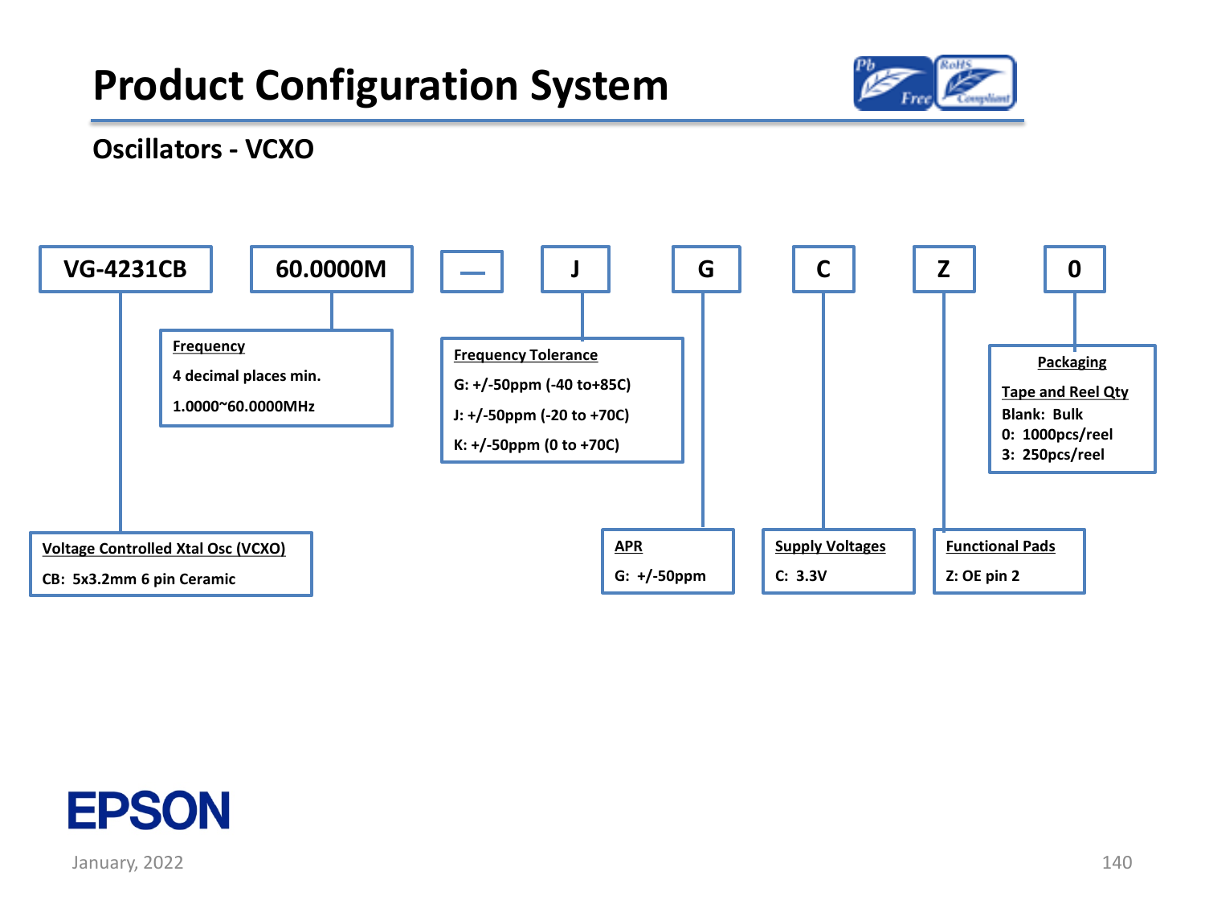# Product Configuration System

## Oscillators - VCXO

| VG-4231CB | 60.0000M | — | J | G | C | Z | 0 |
|---|---|---|---|---|---|---|---|

**Voltage Controlled Xtal Osc (VCXO)**

CB: 5x3.2mm 6 pin Ceramic

**Frequency**

4 decimal places min.

1.0000~60.0000MHz

**Frequency Tolerance**

G: +/-50ppm (-40 to+85C)

J: +/-50ppm (-20 to +70C)

K: +/-50ppm (0 to +70C)

**APR**

G: +/-50ppm

**Supply Voltages**

C: 3.3V

**Functional Pads**

Z: OE pin 2

**Packaging**

**Tape and Reel Qty**

Blank: Bulk

0: 1000pcs/reel

3: 250pcs/reel

EPSON

January, 2022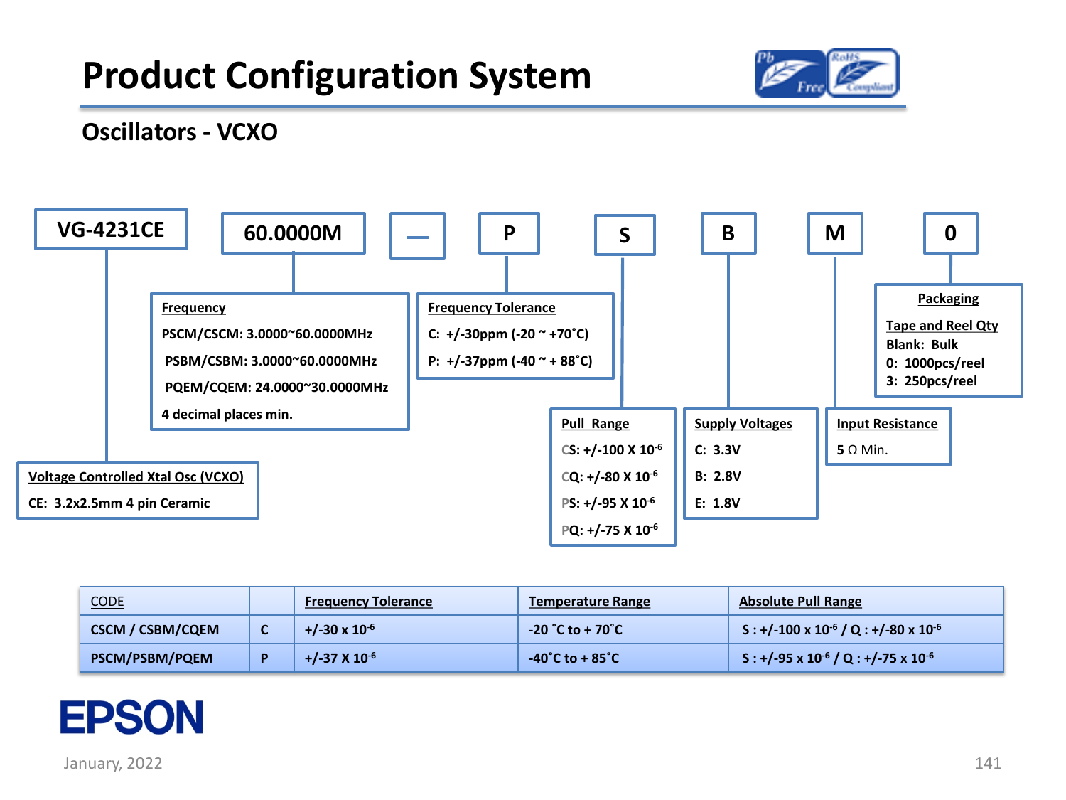# Product Configuration System

## Oscillators - VCXO

| VG-4231CE | 60.0000M | — | P | S | B | M | 0 |
|---|---|---|---|---|---|---|---|

**Voltage Controlled Xtal Osc (VCXO)**

CE: 3.2x2.5mm 4 pin Ceramic

**Frequency**

PSCM/CSCM: 3.0000~60.0000MHz

PSBM/CSBM: 3.0000~60.0000MHz

PQEM/CQEM: 24.0000~30.0000MHz

4 decimal places min.

**Frequency Tolerance**

C: +/-30ppm (-20 ~ +70˚C)

P: +/-37ppm (-40 ~ + 88˚C)

**Pull Range**

CS: +/-100 X $10^{-6}$

CQ: +/-80 X $10^{-6}$

PS: +/-95 X $10^{-6}$

PQ: +/-75 X $10^{-6}$

**Supply Voltages**

C: 3.3V

B: 2.8V

E: 1.8V

**Input Resistance**

5 Ω Min.

**Packaging**

Tape and Reel Qty

Blank: Bulk

0: 1000pcs/reel

3: 250pcs/reel

| CODE | | Frequency Tolerance | Temperature Range | Absolute Pull Range |
|---|---|---|---|---|
| CSCM / CSBM/CQEM | C | +/-30 x $10^{-6}$ | -20 ˚C to + 70˚C | S : +/-100 x $10^{-6}$ / Q : +/-80 x $10^{-6}$ |
| PSCM/PSBM/PQEM | P | +/-37 X $10^{-6}$ | -40˚C to + 85˚C | S : +/-95 x $10^{-6}$ / Q : +/-75 x $10^{-6}$ |

EPSON

January, 2022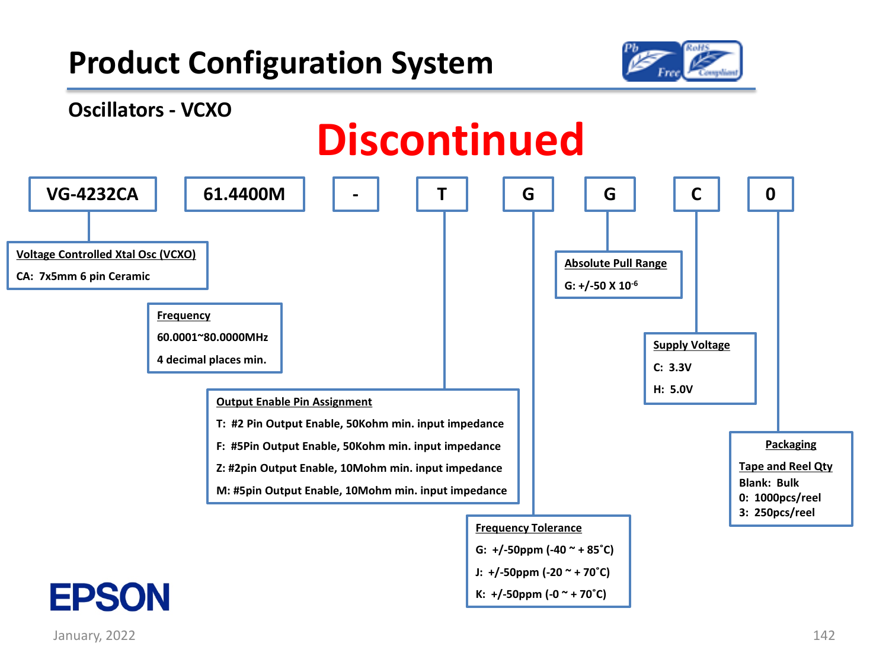# Product Configuration System

## Oscillators - VCXO

**Discontinued**

| VG-4232CA | 61.4400M | - | T | G | G | C | 0 |
|---|---|---|---|---|---|---|---|

**Voltage Controlled Xtal Osc (VCXO)**

CA: 7x5mm 6 pin Ceramic

**Frequency**

60.0001~80.0000MHz

4 decimal places min.

**Output Enable Pin Assignment**

T: #2 Pin Output Enable, 50Kohm min. input impedance

F: #5Pin Output Enable, 50Kohm min. input impedance

Z: #2pin Output Enable, 10Mohm min. input impedance

M: #5pin Output Enable, 10Mohm min. input impedance

**Frequency Tolerance**

G: +/-50ppm (-40 ~ + 85˚C)

J: +/-50ppm (-20 ~ + 70˚C)

K: +/-50ppm (-0 ~ + 70˚C)

**Absolute Pull Range**

G: +/-50 X $10^{-6}$

**Supply Voltage**

C: 3.3V

H: 5.0V

**Packaging**

Tape and Reel Qty

Blank: Bulk

0: 1000pcs/reel

3: 250pcs/reel

EPSON

January, 2022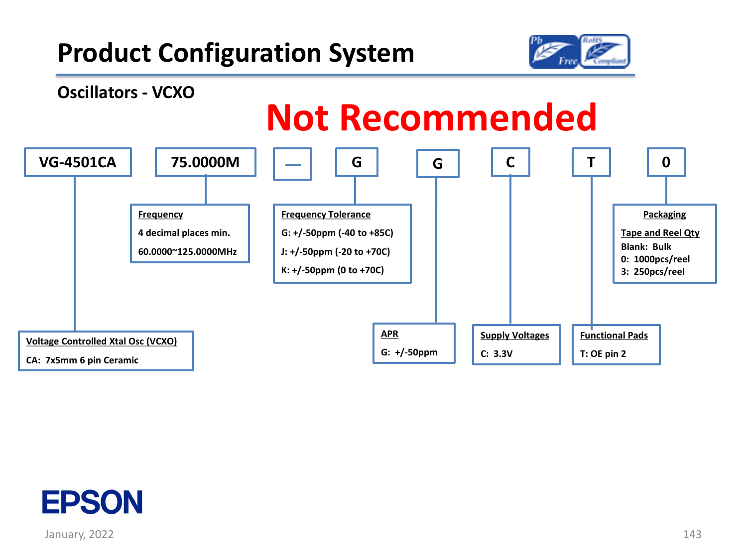# Product Configuration System

## Oscillators - VCXO

**Not Recommended**

| VG-4501CA | 75.0000M | — | G | G | C | T | 0 |
|---|---|---|---|---|---|---|---|

**Voltage Controlled Xtal Osc (VCXO)**
CA: 7x5mm 6 pin Ceramic

**Frequency**
4 decimal places min.
60.0000~125.0000MHz

**Frequency Tolerance**
G: +/-50ppm (-40 to +85C)
J: +/-50ppm (-20 to +70C)
K: +/-50ppm (0 to +70C)

**APR**
G: +/-50ppm

**Supply Voltages**
C: 3.3V

**Functional Pads**
T: OE pin 2

**Packaging**
Tape and Reel Qty
Blank: Bulk
0: 1000pcs/reel
3: 250pcs/reel

EPSON

January, 2022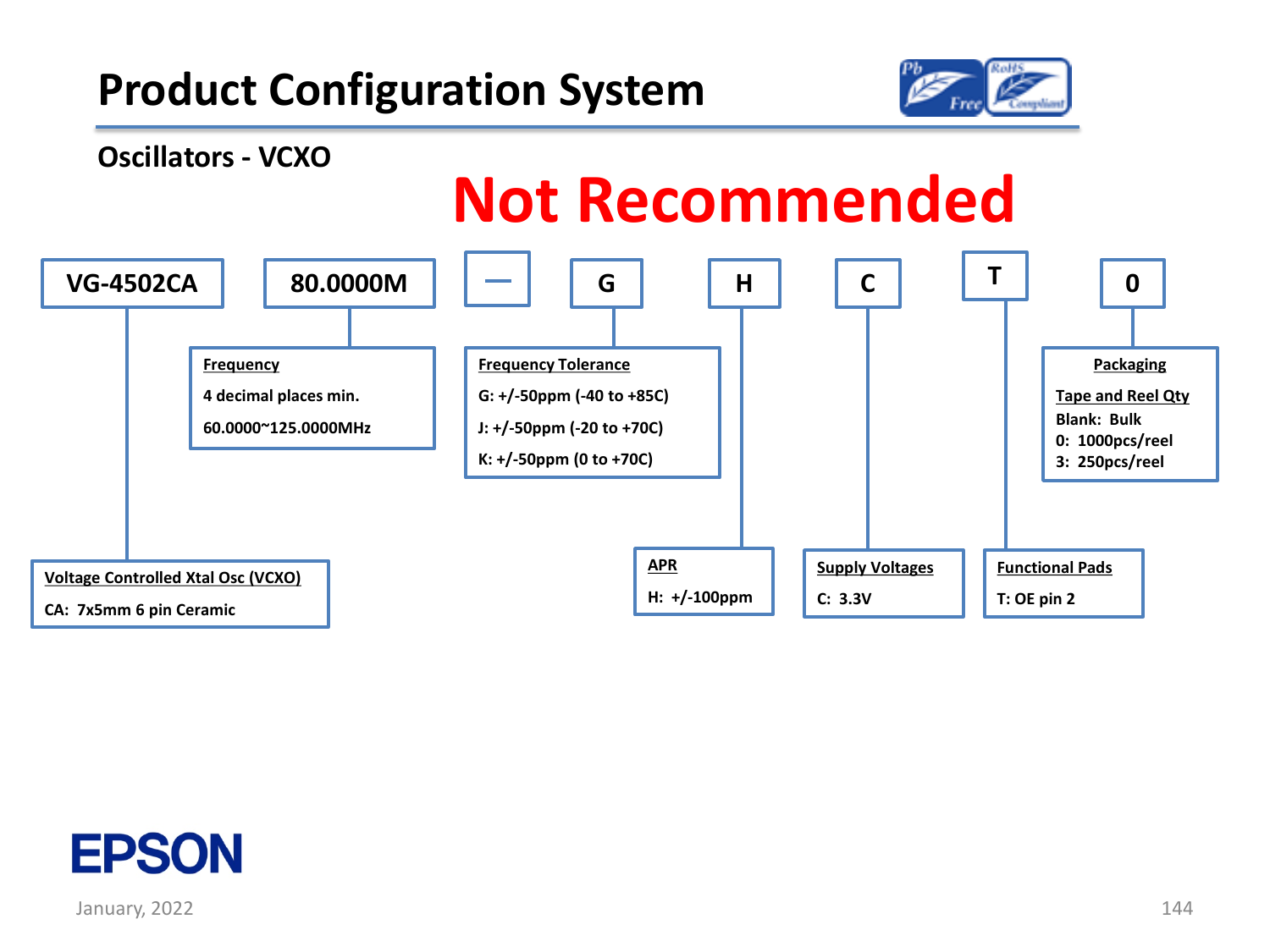# Product Configuration System

## Oscillators - VCXO

**Not Recommended**

| VG-4502CA | 80.0000M | — | G | H | C | T | 0 |
|---|---|---|---|---|---|---|---|

**Voltage Controlled Xtal Osc (VCXO)**
CA: 7x5mm 6 pin Ceramic

**Frequency**
4 decimal places min.
60.0000~125.0000MHz

**Frequency Tolerance**
G: +/-50ppm (-40 to +85C)
J: +/-50ppm (-20 to +70C)
K: +/-50ppm (0 to +70C)

**APR**
H: +/-100ppm

**Supply Voltages**
C: 3.3V

**Functional Pads**
T: OE pin 2

**Packaging**
**Tape and Reel Qty**
Blank: Bulk
0: 1000pcs/reel
3: 250pcs/reel

EPSON

January, 2022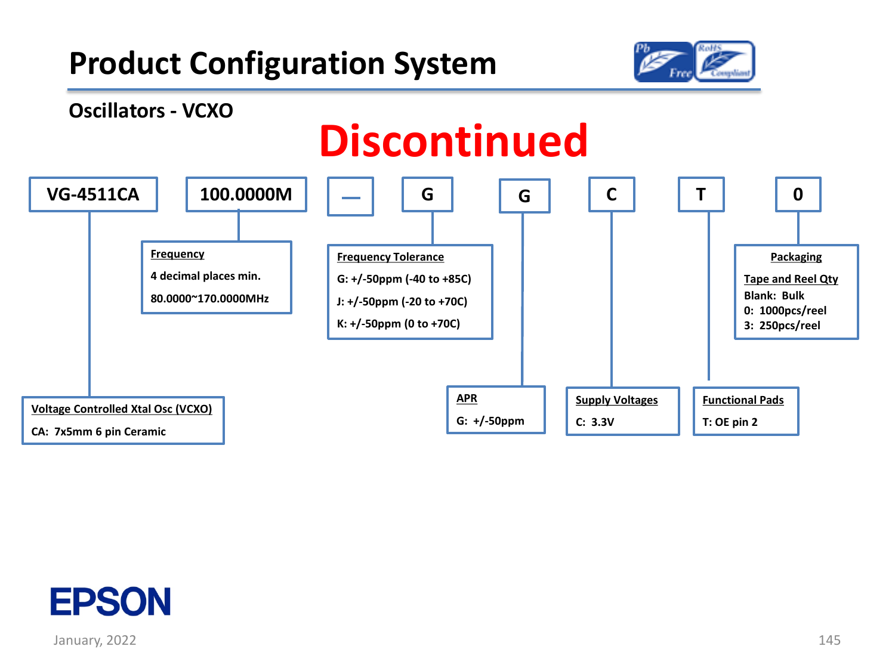# Product Configuration System

## Oscillators - VCXO

**Discontinued**

| VG-4511CA | 100.0000M | — | G | G | C | T | 0 |
|---|---|---|---|---|---|---|---|

**Voltage Controlled Xtal Osc (VCXO)**
CA: 7x5mm 6 pin Ceramic

**Frequency**
4 decimal places min.
80.0000~170.0000MHz

**Frequency Tolerance**
G: +/-50ppm (-40 to +85C)
J: +/-50ppm (-20 to +70C)
K: +/-50ppm (0 to +70C)

**APR**
G: +/-50ppm

**Supply Voltages**
C: 3.3V

**Functional Pads**
T: OE pin 2

**Packaging**
Tape and Reel Qty
Blank: Bulk
0: 1000pcs/reel
3: 250pcs/reel

EPSON

January, 2022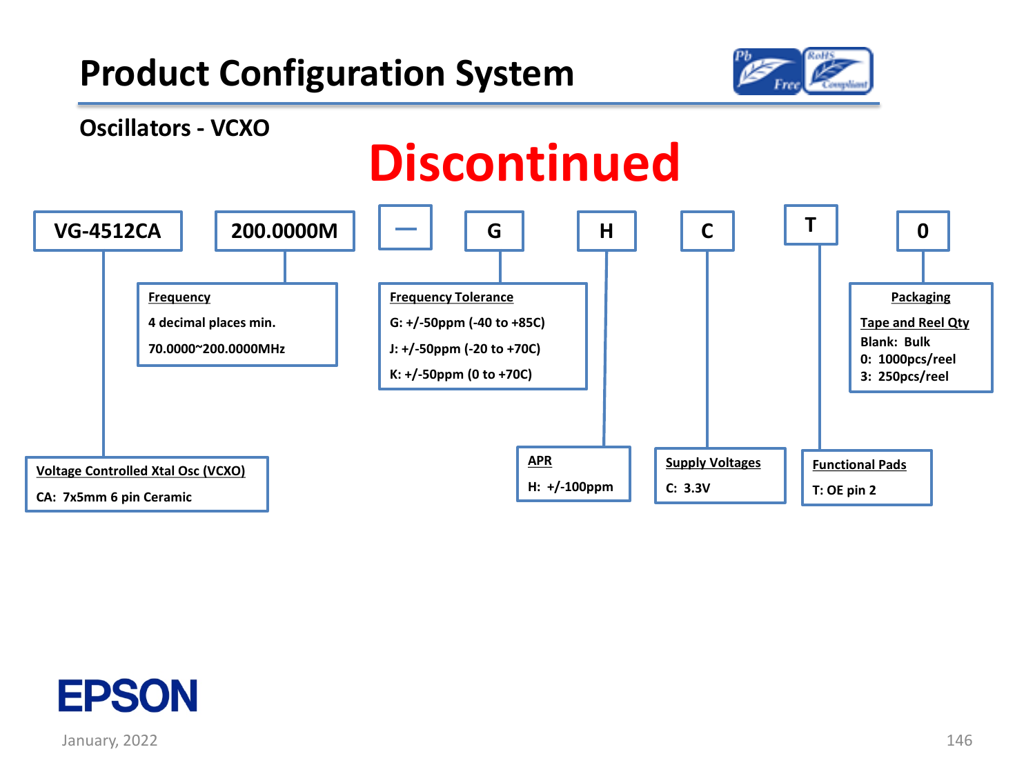# Product Configuration System

## Oscillators - VCXO

**Discontinued**

| VG-4512CA | 200.0000M | — | G | H | C | T | 0 |
|---|---|---|---|---|---|---|---|

**Voltage Controlled Xtal Osc (VCXO)**

CA: 7x5mm 6 pin Ceramic

**Frequency**

4 decimal places min.

70.0000~200.0000MHz

**Frequency Tolerance**

G: +/-50ppm (-40 to +85C)

J: +/-50ppm (-20 to +70C)

K: +/-50ppm (0 to +70C)

**APR**

H: +/-100ppm

**Supply Voltages**

C: 3.3V

**Functional Pads**

T: OE pin 2

**Packaging**

**Tape and Reel Qty**

Blank: Bulk

0: 1000pcs/reel

3: 250pcs/reel

EPSON

January, 2022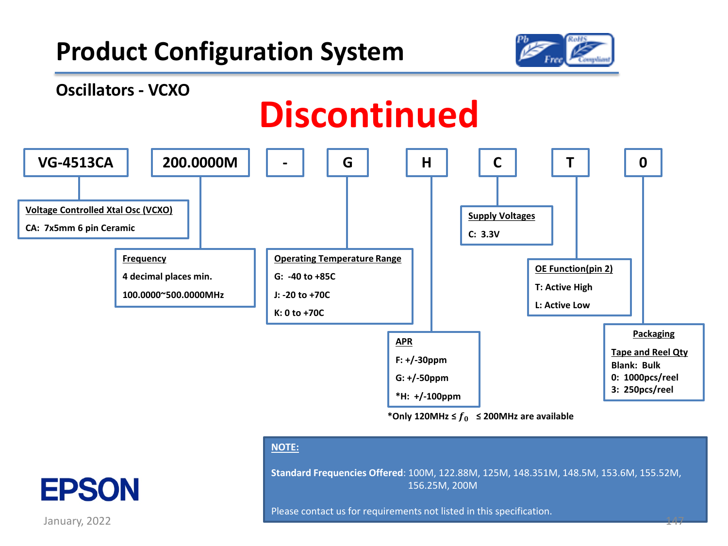# Product Configuration System

## Oscillators - VCXO

**Discontinued**

| VG-4513CA | 200.0000M | - | G | H | C | T | 0 |
|---|---|---|---|---|---|---|---|

**Voltage Controlled Xtal Osc (VCXO)**
CA: 7x5mm 6 pin Ceramic

**Frequency**
4 decimal places min.
100.0000~500.0000MHz

**Operating Temperature Range**
G: -40 to +85C
J: -20 to +70C
K: 0 to +70C

**APR**
F: +/-30ppm
G: +/-50ppm
*H: +/-100ppm

*Only 120MHz ≤ $f_0$ ≤ 200MHz are available

**Supply Voltages**
C: 3.3V

**OE Function(pin 2)**
T: Active High
L: Active Low

**Packaging**
**Tape and Reel Qty**
Blank: Bulk
0: 1000pcs/reel
3: 250pcs/reel

**NOTE:**

**Standard Frequencies Offered**: 100M, 122.88M, 125M, 148.351M, 148.5M, 153.6M, 155.52M, 156.25M, 200M

Please contact us for requirements not listed in this specification.

EPSON

January, 2022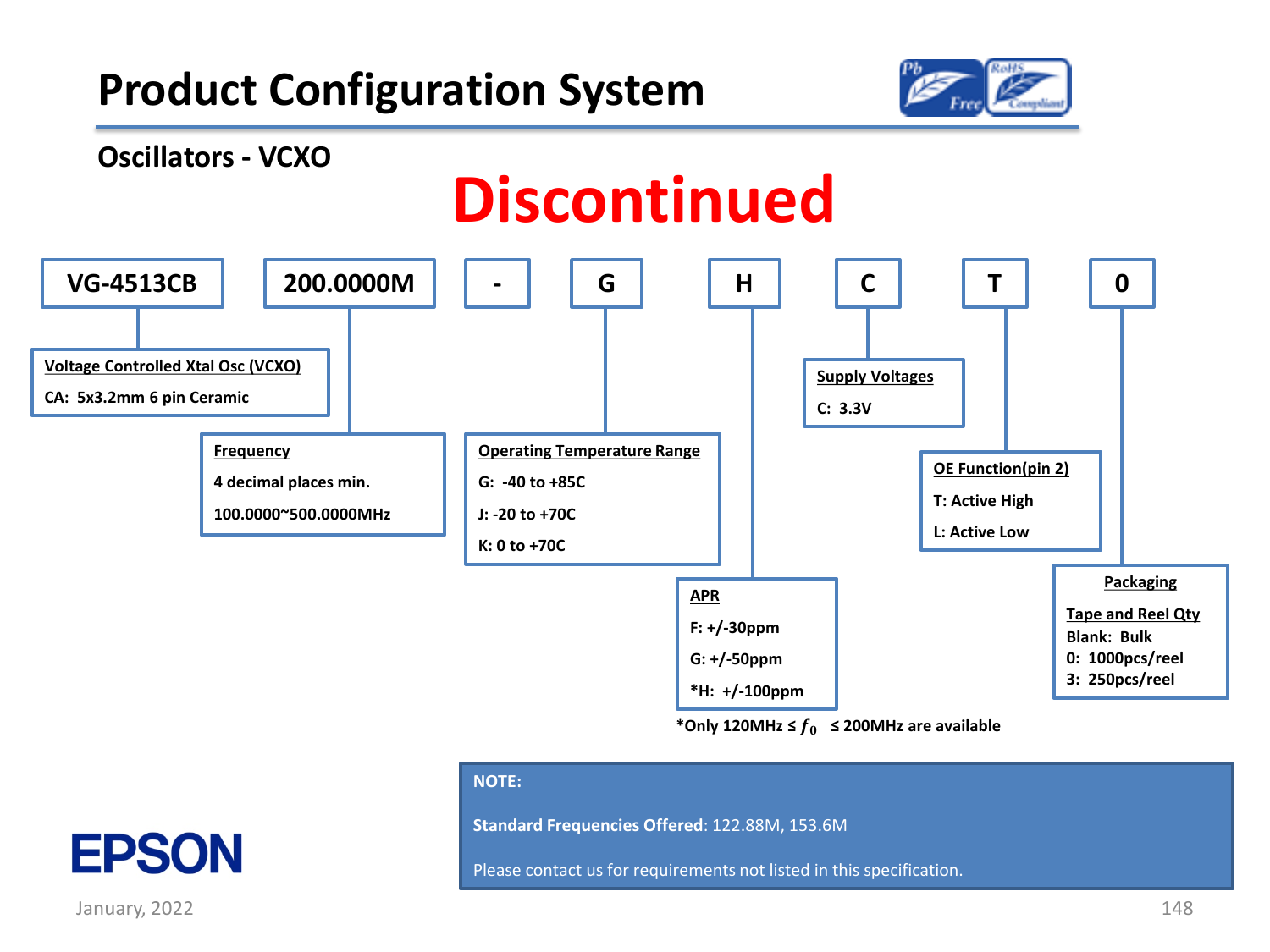# Product Configuration System

## Oscillators - VCXO

**Discontinued**

| VG-4513CB | 200.0000M | - | G | H | C | T | 0 |
|---|---|---|---|---|---|---|---|

**Voltage Controlled Xtal Osc (VCXO)**
CA: 5x3.2mm 6 pin Ceramic

**Frequency**
4 decimal places min.
100.0000~500.0000MHz

**Operating Temperature Range**
G: -40 to +85C
J: -20 to +70C
K: 0 to +70C

**APR**
F: +/-30ppm
G: +/-50ppm
*H: +/-100ppm

*Only 120MHz ≤ $f_0$ ≤ 200MHz are available

**Supply Voltages**
C: 3.3V

**OE Function(pin 2)**
T: Active High
L: Active Low

**Packaging**
**Tape and Reel Qty**
Blank: Bulk
0: 1000pcs/reel
3: 250pcs/reel

**NOTE:**

**Standard Frequencies Offered**: 122.88M, 153.6M

Please contact us for requirements not listed in this specification.

EPSON

January, 2022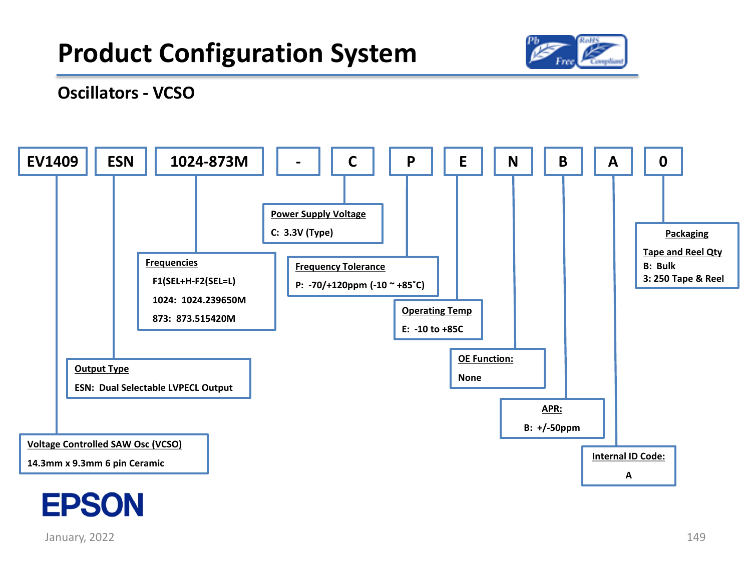# Product Configuration System

## Oscillators - VCSO

| EV1409 | ESN | 1024-873M | - | C | P | E | N | B | A | 0 |
|---|---|---|---|---|---|---|---|---|---|---|

**Voltage Controlled SAW Osc (VCSO)** (EV1409)
14.3mm x 9.3mm 6 pin Ceramic

**Output Type** (ESN)
ESN: Dual Selectable LVPECL Output

**Frequencies** (1024-873M)
F1(SEL+H-F2(SEL=L)
1024: 1024.239650M
873: 873.515420M

**Power Supply Voltage** (C)
C: 3.3V (Type)

**Frequency Tolerance** (P)
P: -70/+120ppm (-10 ~ +85˚C)

**Operating Temp** (E)
E: -10 to +85C

**OE Function:** (N)
None

**APR:** (B)
B: +/-50ppm

**Internal ID Code:** (A)
A

**Packaging** (0)
Tape and Reel Qty
B: Bulk
3: 250 Tape & Reel

EPSON

January, 2022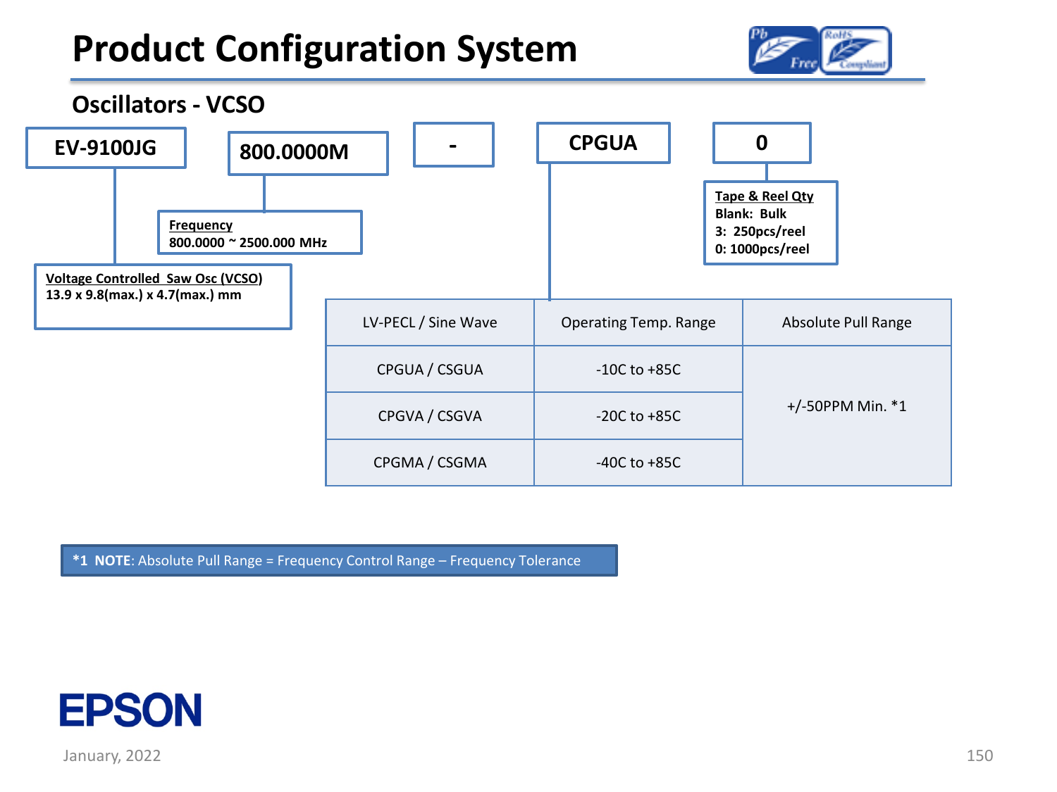# Product Configuration System

## Oscillators - VCSO

**EV-9100JG** | **800.0000M** | **-** | **CPGUA** | **0**

**Voltage Controlled Saw Osc (VCSO)**
13.9 x 9.8(max.) x 4.7(max.) mm

**Frequency**
800.0000 ~ 2500.000 MHz

**Tape & Reel Qty**
Blank: Bulk
3: 250pcs/reel
0: 1000pcs/reel

| LV-PECL / Sine Wave | Operating Temp. Range | Absolute Pull Range |
|---|---|---|
| CPGUA / CSGUA | -10C to +85C | +/-50PPM Min. *1 |
| CPGVA / CSGVA | -20C to +85C | |
| CPGMA / CSGMA | -40C to +85C | |

**\*1 NOTE**: Absolute Pull Range = Frequency Control Range – Frequency Tolerance

EPSON

January, 2022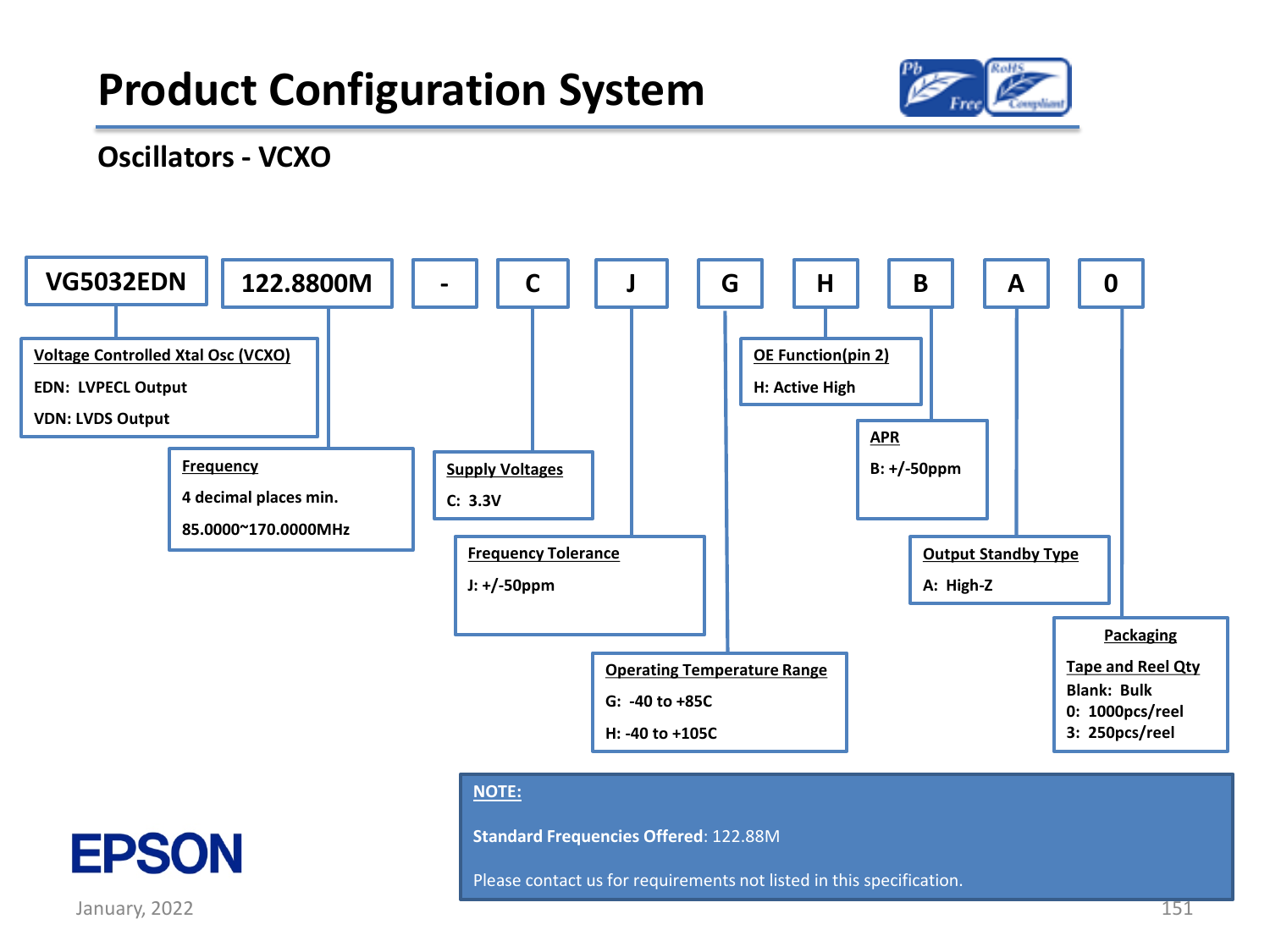# Product Configuration System

## Oscillators - VCXO

| VG5032EDN | 122.8800M | - | C | J | G | H | B | A | 0 |
|---|---|---|---|---|---|---|---|---|---|

**Voltage Controlled Xtal Osc (VCXO)**
- EDN: LVPECL Output
- VDN: LVDS Output

**Frequency**
- 4 decimal places min.
- 85.0000~170.0000MHz

**Supply Voltages**
- C: 3.3V

**Frequency Tolerance**
- J: +/-50ppm

**Operating Temperature Range**
- G: -40 to +85C
- H: -40 to +105C

**OE Function(pin 2)**
- H: Active High

**APR**
- B: +/-50ppm

**Output Standby Type**
- A: High-Z

**Packaging**

Tape and Reel Qty
- Blank: Bulk
- 0: 1000pcs/reel
- 3: 250pcs/reel

**NOTE:**

**Standard Frequencies Offered**: 122.88M

Please contact us for requirements not listed in this specification.

EPSON

January, 2022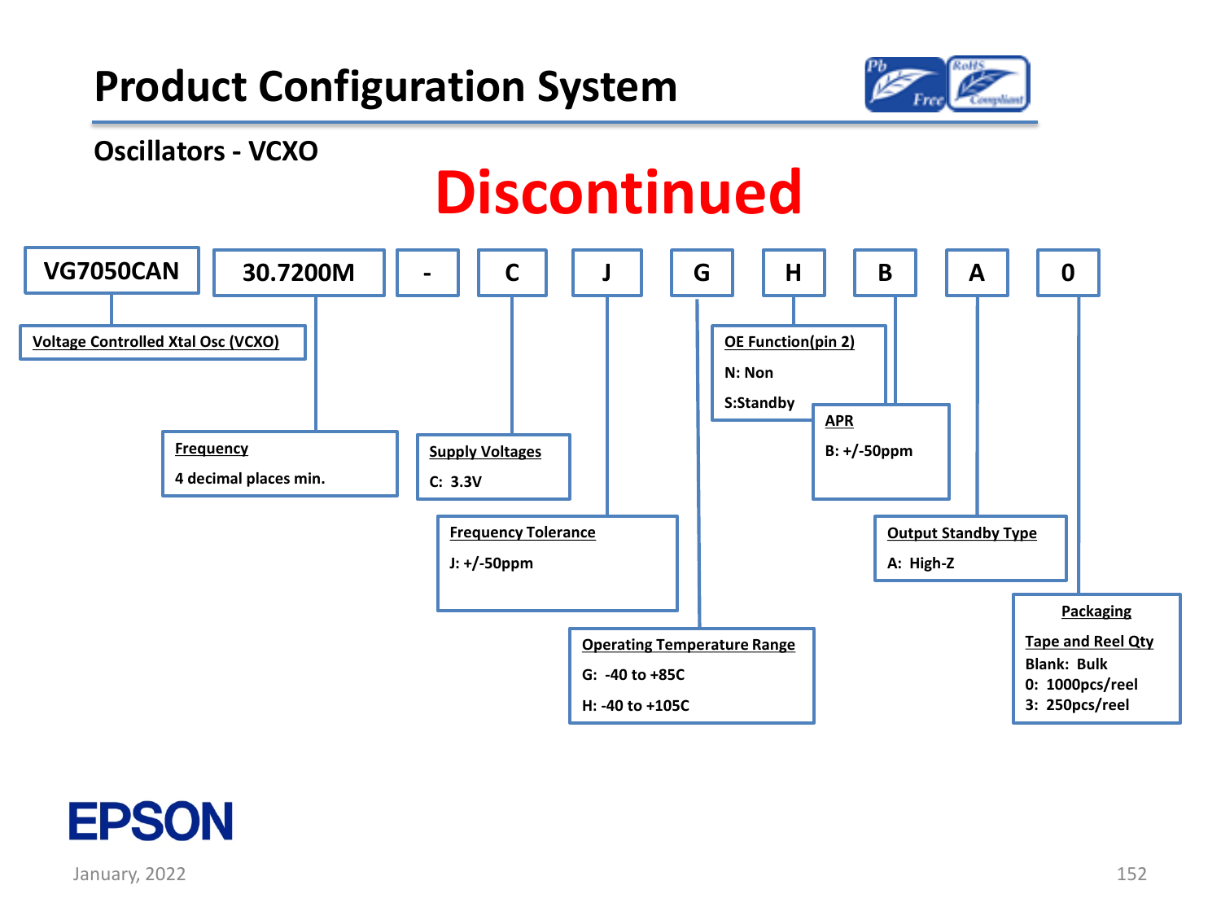# Product Configuration System

## Oscillators - VCXO

**Discontinued**

| VG7050CAN | 30.7200M | - | C | J | G | H | B | A | 0 |
|---|---|---|---|---|---|---|---|---|---|

**Voltage Controlled Xtal Osc (VCXO)**

**Frequency**
4 decimal places min.

**Supply Voltages**
C: 3.3V

**Frequency Tolerance**
J: +/-50ppm

**Operating Temperature Range**
G: -40 to +85C
H: -40 to +105C

**OE Function(pin 2)**
N: Non
S:Standby

**APR**
B: +/-50ppm

**Output Standby Type**
A: High-Z

**Packaging**
Tape and Reel Qty
Blank: Bulk
0: 1000pcs/reel
3: 250pcs/reel

EPSON

January, 2022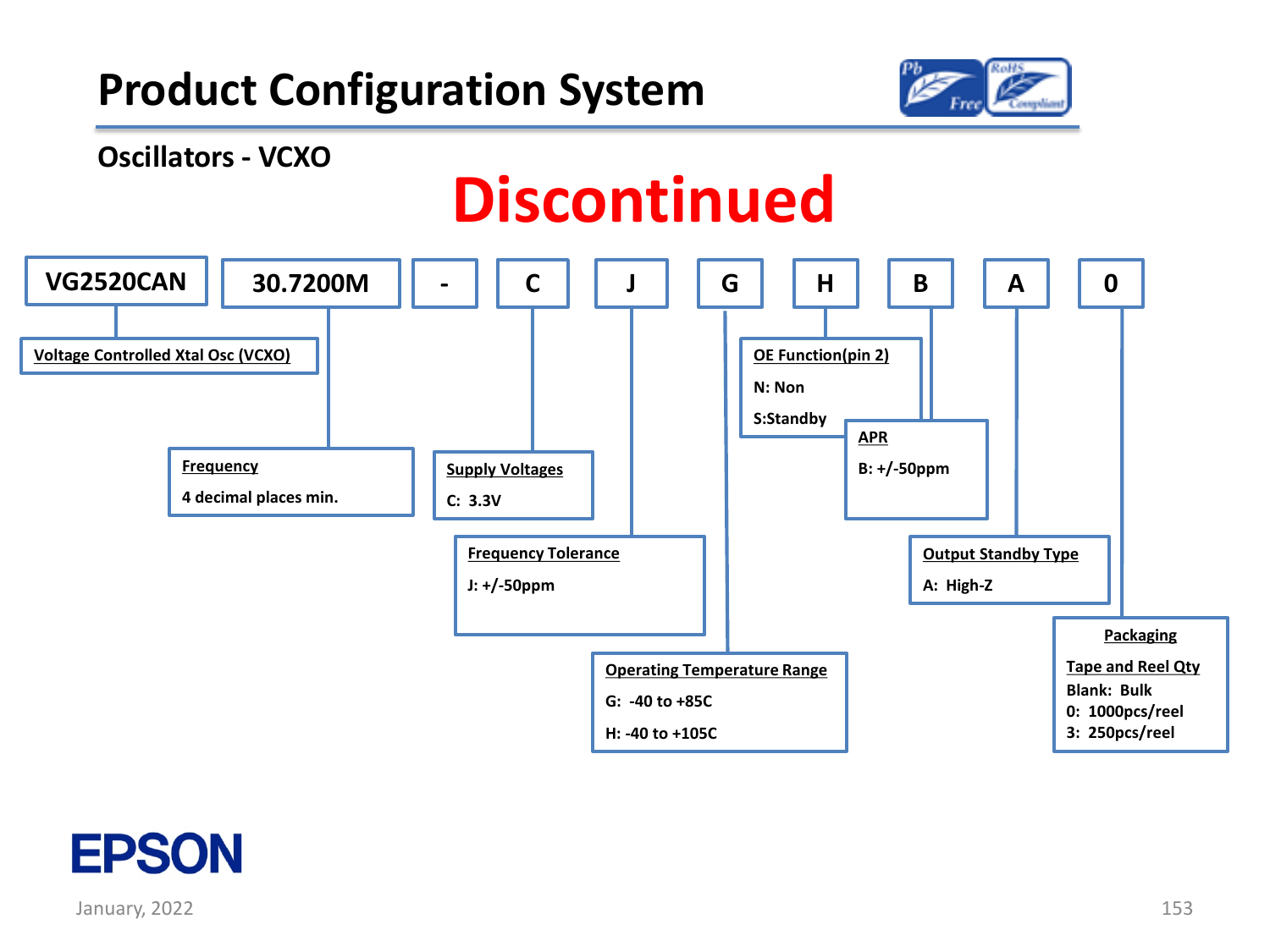# Product Configuration System

## Oscillators - VCXO

**Discontinued**

| VG2520CAN | 30.7200M | - | C | J | G | H | B | A | 0 |
|---|---|---|---|---|---|---|---|---|---|

- **VG2520CAN** — Voltage Controlled Xtal Osc (VCXO)
- **30.7200M** — Frequency
  - 4 decimal places min.
- **C** — Supply Voltages
  - C: 3.3V
- **J** — Frequency Tolerance
  - J: +/-50ppm
- **G** — Operating Temperature Range
  - G: -40 to +85C
  - H: -40 to +105C
- **H** — OE Function(pin 2)
  - N: Non
  - S:Standby
- **B** — APR
  - B: +/-50ppm
- **A** — Output Standby Type
  - A: High-Z
- **0** — Packaging
  - Tape and Reel Qty
  - Blank: Bulk
  - 0: 1000pcs/reel
  - 3: 250pcs/reel

EPSON

January, 2022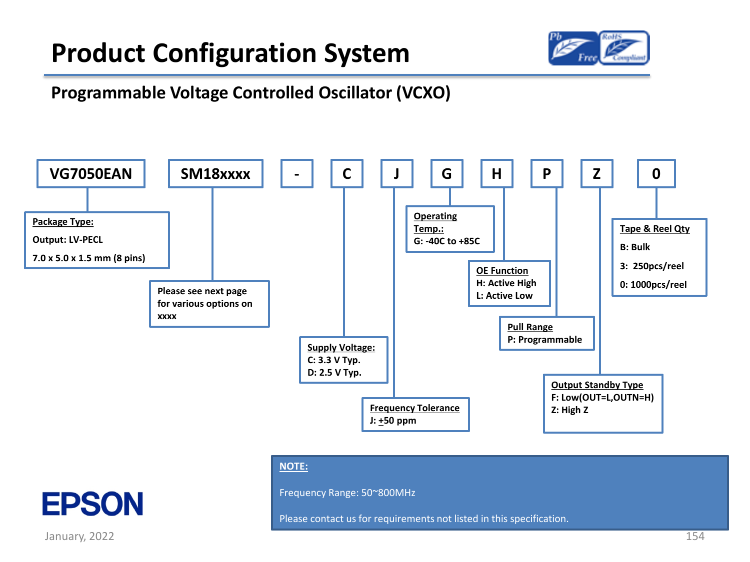# Product Configuration System

## Programmable Voltage Controlled Oscillator (VCXO)

| VG7050EAN | SM18xxxx | - | C | J | G | H | P | Z | 0 |
|---|---|---|---|---|---|---|---|---|---|

**Package Type:**
Output: LV-PECL
7.0 x 5.0 x 1.5 mm (8 pins)

**SM18xxxx:** Please see next page for various options on xxxx

**Supply Voltage:**
C: 3.3 V Typ.
D: 2.5 V Typ.

**Frequency Tolerance**
J: ±50 ppm

**Operating Temp.:**
G: -40C to +85C

**OE Function**
H: Active High
L: Active Low

**Pull Range**
P: Programmable

**Output Standby Type**
F: Low(OUT=L,OUTN=H)
Z: High Z

**Tape & Reel Qty**
B: Bulk
3: 250pcs/reel
0: 1000pcs/reel

**NOTE:**

Frequency Range: 50~800MHz

Please contact us for requirements not listed in this specification.

EPSON

January, 2022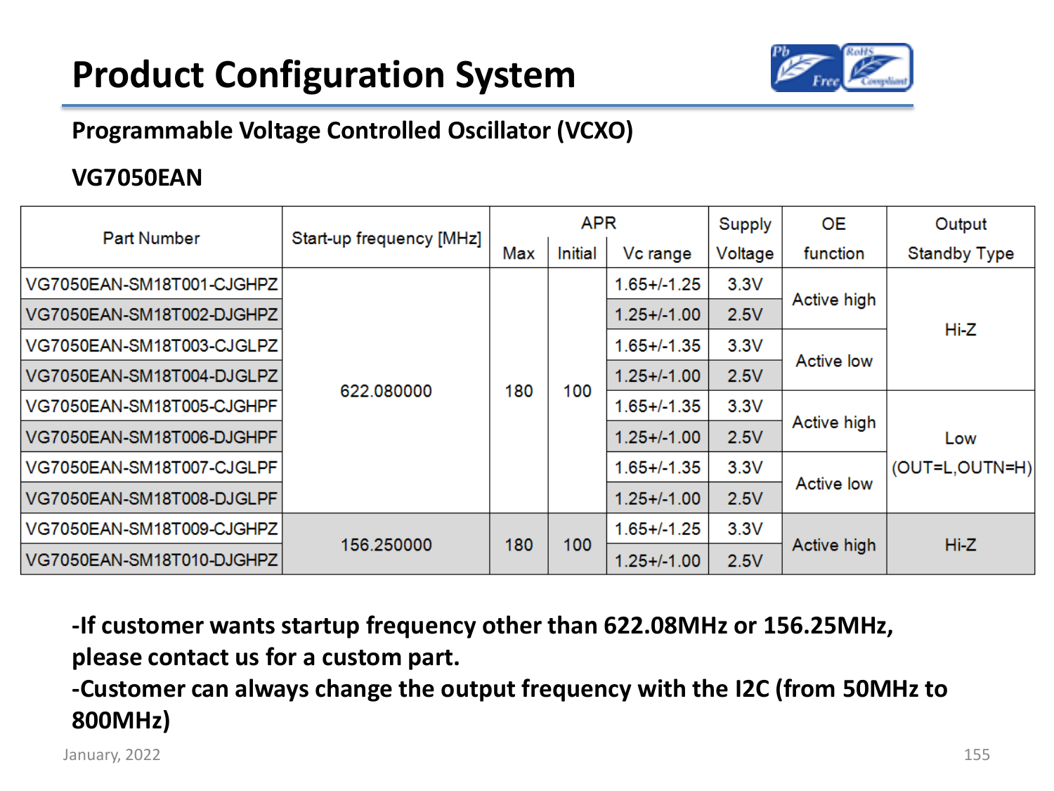# Product Configuration System

## Programmable Voltage Controlled Oscillator (VCXO)

### VG7050EAN

| Part Number | Start-up frequency [MHz] | APR | | | Supply | OE | Output |
|---|---|---|---|---|---|---|---|
| | | Max | Initial | Vc range | Voltage | function | Standby Type |
| VG7050EAN-SM18T001-CJGHPZ | 622.080000 | 180 | 100 | 1.65+/-1.25 | 3.3V | Active high | Hi-Z |
| VG7050EAN-SM18T002-DJGHPZ | 622.080000 | 180 | 100 | 1.25+/-1.00 | 2.5V | Active high | Hi-Z |
| VG7050EAN-SM18T003-CJGLPZ | 622.080000 | 180 | 100 | 1.65+/-1.35 | 3.3V | Active low | Hi-Z |
| VG7050EAN-SM18T004-DJGLPZ | 622.080000 | 180 | 100 | 1.25+/-1.00 | 2.5V | Active low | Hi-Z |
| VG7050EAN-SM18T005-CJGHPF | 622.080000 | 180 | 100 | 1.65+/-1.35 | 3.3V | Active high | Low (OUT=L,OUTN=H) |
| VG7050EAN-SM18T006-DJGHPF | 622.080000 | 180 | 100 | 1.25+/-1.00 | 2.5V | Active high | Low (OUT=L,OUTN=H) |
| VG7050EAN-SM18T007-CJGLPF | 622.080000 | 180 | 100 | 1.65+/-1.35 | 3.3V | Active low | Low (OUT=L,OUTN=H) |
| VG7050EAN-SM18T008-DJGLPF | 622.080000 | 180 | 100 | 1.25+/-1.00 | 2.5V | Active low | Low (OUT=L,OUTN=H) |
| VG7050EAN-SM18T009-CJGHPZ | 156.250000 | 180 | 100 | 1.65+/-1.25 | 3.3V | Active high | Hi-Z |
| VG7050EAN-SM18T010-DJGHPZ | 156.250000 | 180 | 100 | 1.25+/-1.00 | 2.5V | Active high | Hi-Z |

**-If customer wants startup frequency other than 622.08MHz or 156.25MHz, please contact us for a custom part.**

**-Customer can always change the output frequency with the I2C (from 50MHz to 800MHz)**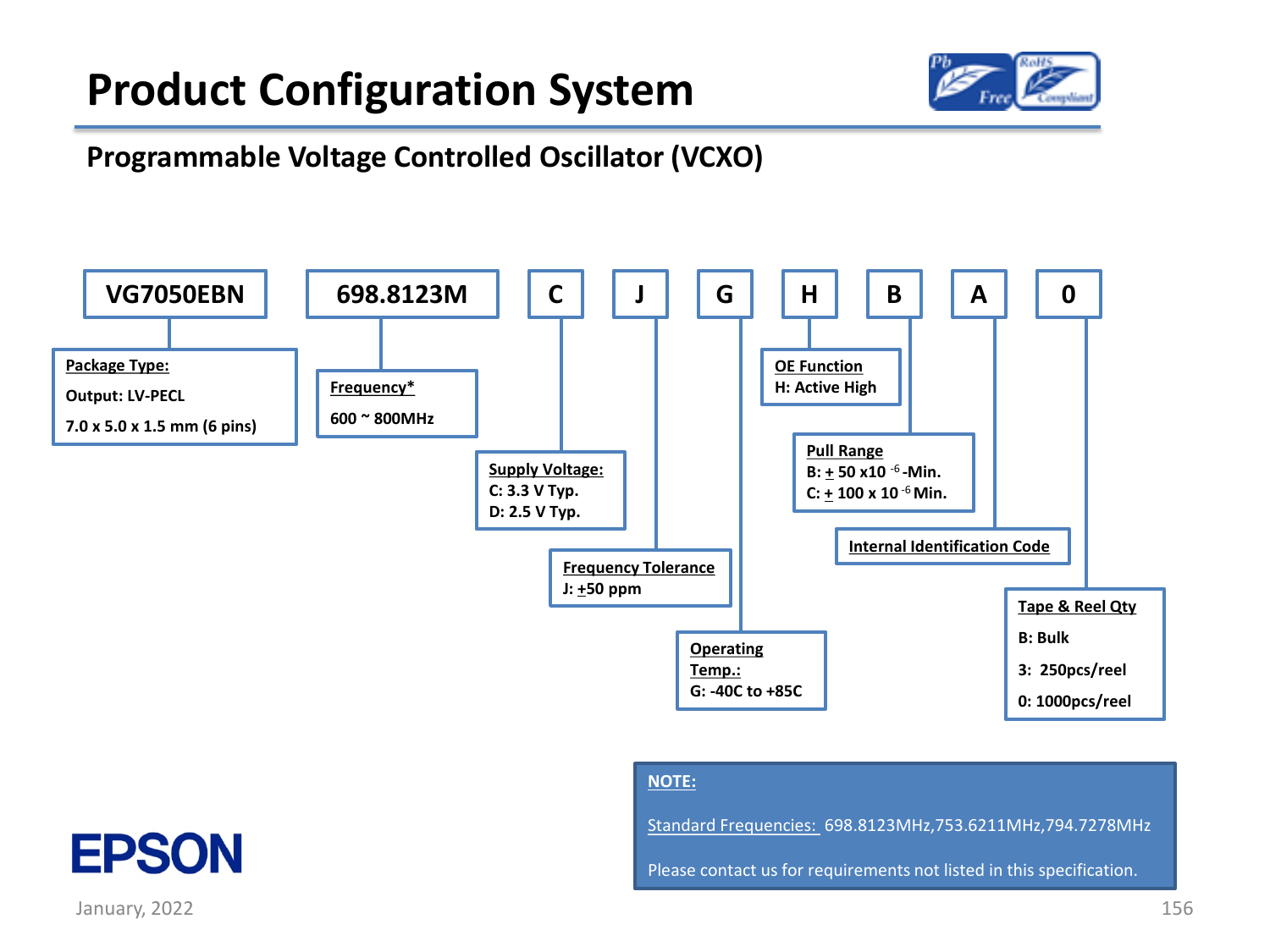# Product Configuration System

## Programmable Voltage Controlled Oscillator (VCXO)

| VG7050EBN | 698.8123M | C | J | G | H | B | A | 0 |
|---|---|---|---|---|---|---|---|---|

**VG7050EBN** — **Package Type:**
Output: LV-PECL
7.0 x 5.0 x 1.5 mm (6 pins)

**698.8123M** — **Frequency***
600 ~ 800MHz

**C** — **Supply Voltage:**
C: 3.3 V Typ.
D: 2.5 V Typ.

**J** — **Frequency Tolerance**
J: ±50 ppm

**G** — **Operating Temp.:**
G: -40C to +85C

**H** — **OE Function**
H: Active High

**B** — **Pull Range**
B: ± 50 x$10^{-6}$ -Min.
C: ± 100 x $10^{-6}$ Min.

**A** — **Internal Identification Code**

**0** — **Tape & Reel Qty**
B: Bulk
3: 250pcs/reel
0: 1000pcs/reel

**NOTE:**

Standard Frequencies: 698.8123MHz,753.6211MHz,794.7278MHz

Please contact us for requirements not listed in this specification.

EPSON

January, 2022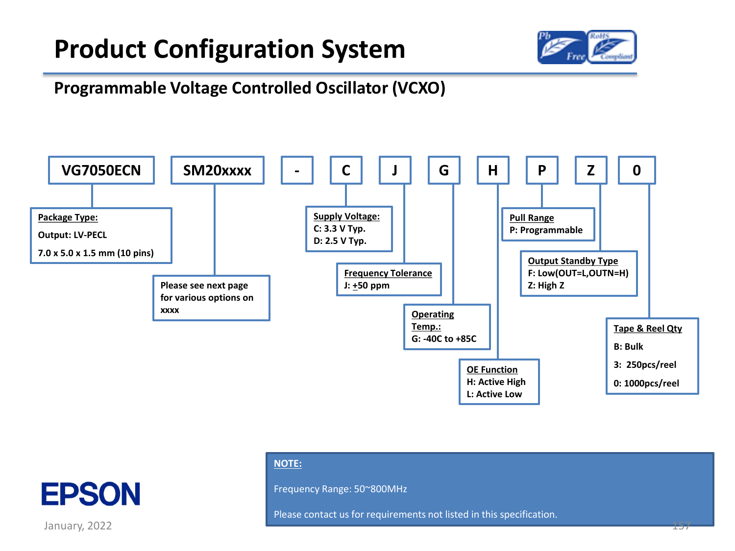# Product Configuration System

## Programmable Voltage Controlled Oscillator (VCXO)

| VG7050ECN | SM20xxxx | - | C | J | G | H | P | Z | 0 |
|---|---|---|---|---|---|---|---|---|---|

**Package Type:**
Output: LV-PECL
7.0 x 5.0 x 1.5 mm (10 pins)

**SM20xxxx:**
Please see next page for various options on xxxx

**Supply Voltage:**
C: 3.3 V Typ.
D: 2.5 V Typ.

**Frequency Tolerance**
J: ±50 ppm

**Operating Temp.:**
G: -40C to +85C

**OE Function**
H: Active High
L: Active Low

**Pull Range**
P: Programmable

**Output Standby Type**
F: Low(OUT=L,OUTN=H)
Z: High Z

**Tape & Reel Qty**
B: Bulk
3: 250pcs/reel
0: 1000pcs/reel

**NOTE:**

Frequency Range: 50~800MHz

Please contact us for requirements not listed in this specification.

EPSON

January, 2022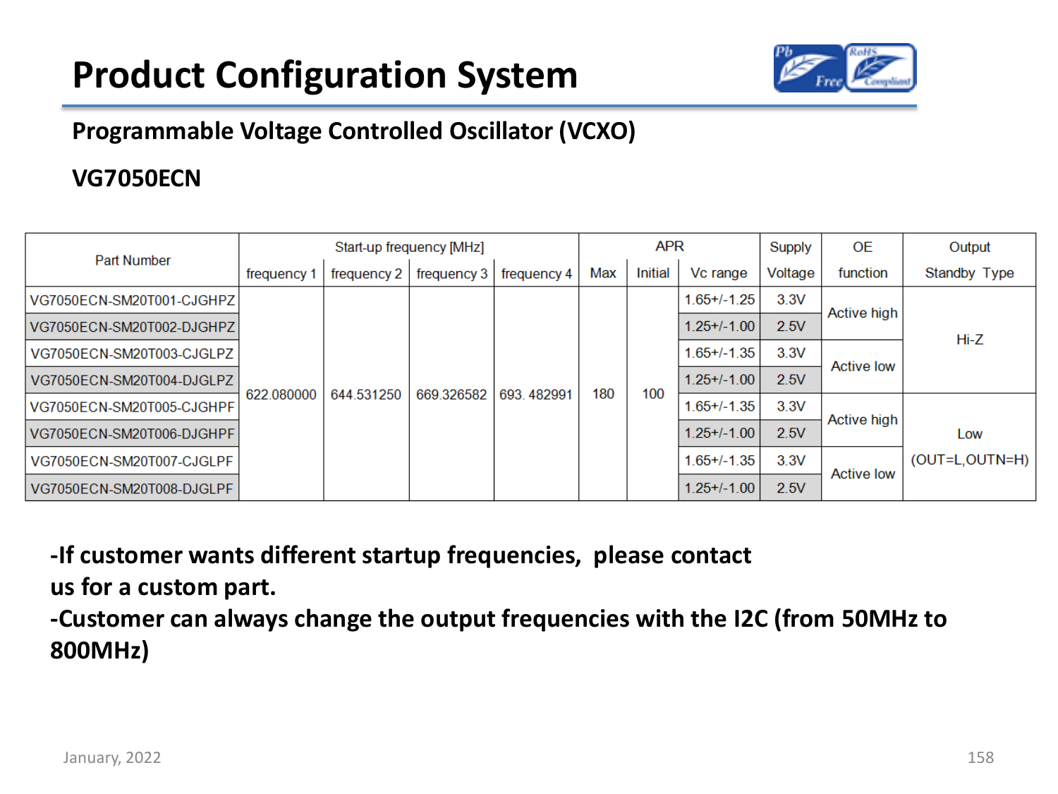# Product Configuration System

## Programmable Voltage Controlled Oscillator (VCXO)

## VG7050ECN

| Part Number | Start-up frequency [MHz] | | | | APR | | | Supply | OE | Output |
|---|---|---|---|---|---|---|---|---|---|---|
| | frequency 1 | frequency 2 | frequency 3 | frequency 4 | Max | Initial | Vc range | Voltage | function | Standby Type |
| VG7050ECN-SM20T001-CJGHPZ | 622.080000 | 644.531250 | 669.326582 | 693. 482991 | 180 | 100 | 1.65+/-1.25 | 3.3V | Active high | Hi-Z |
| VG7050ECN-SM20T002-DJGHPZ | 622.080000 | 644.531250 | 669.326582 | 693. 482991 | 180 | 100 | 1.25+/-1.00 | 2.5V | Active high | Hi-Z |
| VG7050ECN-SM20T003-CJGLPZ | 622.080000 | 644.531250 | 669.326582 | 693. 482991 | 180 | 100 | 1.65+/-1.35 | 3.3V | Active low | Hi-Z |
| VG7050ECN-SM20T004-DJGLPZ | 622.080000 | 644.531250 | 669.326582 | 693. 482991 | 180 | 100 | 1.25+/-1.00 | 2.5V | Active low | Hi-Z |
| VG7050ECN-SM20T005-CJGHPF | 622.080000 | 644.531250 | 669.326582 | 693. 482991 | 180 | 100 | 1.65+/-1.35 | 3.3V | Active high | Low (OUT=L,OUTN=H) |
| VG7050ECN-SM20T006-DJGHPF | 622.080000 | 644.531250 | 669.326582 | 693. 482991 | 180 | 100 | 1.25+/-1.00 | 2.5V | Active high | Low (OUT=L,OUTN=H) |
| VG7050ECN-SM20T007-CJGLPF | 622.080000 | 644.531250 | 669.326582 | 693. 482991 | 180 | 100 | 1.65+/-1.35 | 3.3V | Active low | Low (OUT=L,OUTN=H) |
| VG7050ECN-SM20T008-DJGLPF | 622.080000 | 644.531250 | 669.326582 | 693. 482991 | 180 | 100 | 1.25+/-1.00 | 2.5V | Active low | Low (OUT=L,OUTN=H) |

**-If customer wants different startup frequencies, please contact us for a custom part.**
**-Customer can always change the output frequencies with the I2C (from 50MHz to 800MHz)**

January, 2022